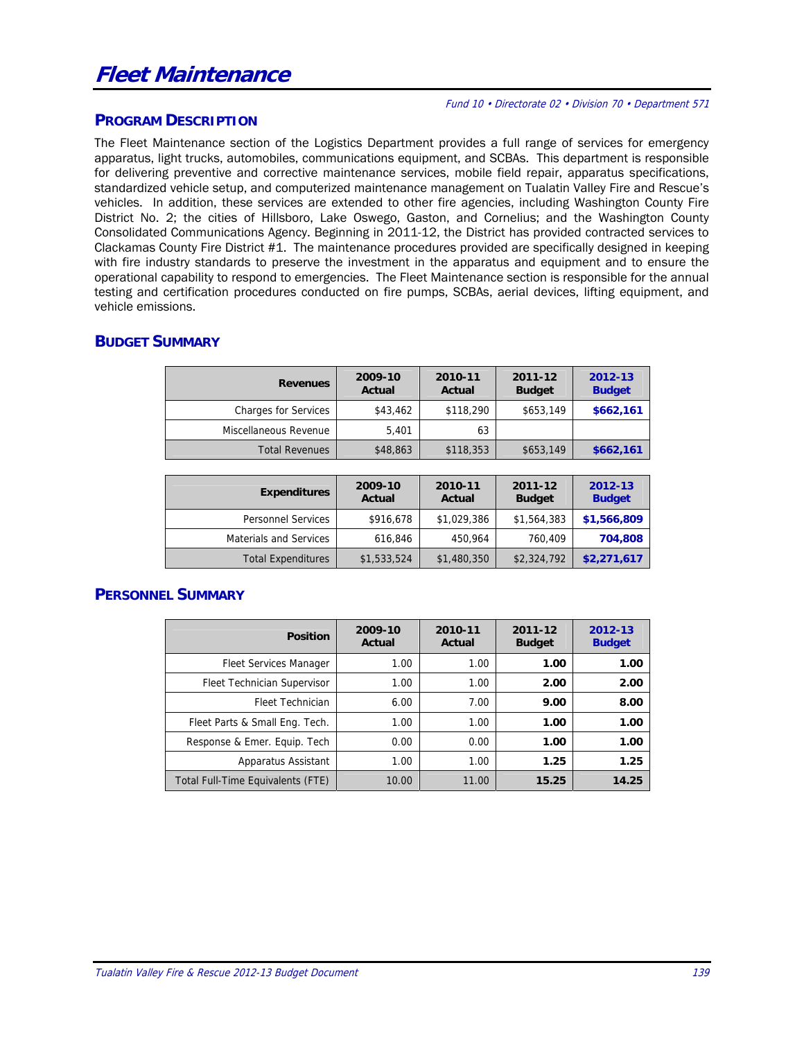# Fleet Maintenance

*Fund 10 • Directorate 02 • Division 70 • Department 571*

## Program Description

The Fleet Maintenance section of the Logistics Department provides a full range of services for emergency apparatus, light trucks, automobiles, communications equipment, and SCBAs. This department is responsible for delivering preventive and corrective maintenance services, mobile field repair, apparatus specifications, standardized vehicle setup, and computerized maintenance management on Tualatin Valley Fire and Rescue's vehicles. In addition, these services are extended to other fire agencies, including Washington County Fire District No. 2; the cities of Hillsboro, Lake Oswego, Gaston, and Cornelius; and the Washington County Consolidated Communications Agency. Beginning in 2011-12, the District has provided contracted services to Clackamas County Fire District #1. The maintenance procedures provided are specifically designed in keeping with fire industry standards to preserve the investment in the apparatus and equipment and to ensure the operational capability to respond to emergencies. The Fleet Maintenance section is responsible for the annual testing and certification procedures conducted on fire pumps, SCBAs, aerial devices, lifting equipment, and vehicle emissions.

## Budget Summary

| Revenues | 2009-10 Actual | 2010-11 Actual | 2011-12 Budget | 2012-13 Budget |
|---|---|---|---|---|
| Charges for Services | $43,462 | $118,290 | $653,149 | **$662,161** |
| Miscellaneous Revenue | 5,401 | 63 | | |
| Total Revenues | $48,863 | $118,353 | $653,149 | **$662,161** |

| Expenditures | 2009-10 Actual | 2010-11 Actual | 2011-12 Budget | 2012-13 Budget |
|---|---|---|---|---|
| Personnel Services | $916,678 | $1,029,386 | $1,564,383 | **$1,566,809** |
| Materials and Services | 616,846 | 450,964 | 760,409 | **704,808** |
| Total Expenditures | $1,533,524 | $1,480,350 | $2,324,792 | **$2,271,617** |

## Personnel Summary

| Position | 2009-10 Actual | 2010-11 Actual | 2011-12 Budget | 2012-13 Budget |
|---|---|---|---|---|
| Fleet Services Manager | 1.00 | 1.00 | **1.00** | **1.00** |
| Fleet Technician Supervisor | 1.00 | 1.00 | **2.00** | **2.00** |
| Fleet Technician | 6.00 | 7.00 | **9.00** | **8.00** |
| Fleet Parts & Small Eng. Tech. | 1.00 | 1.00 | **1.00** | **1.00** |
| Response & Emer. Equip. Tech | 0.00 | 0.00 | **1.00** | **1.00** |
| Apparatus Assistant | 1.00 | 1.00 | **1.25** | **1.25** |
| Total Full-Time Equivalents (FTE) | 10.00 | 11.00 | **15.25** | **14.25** |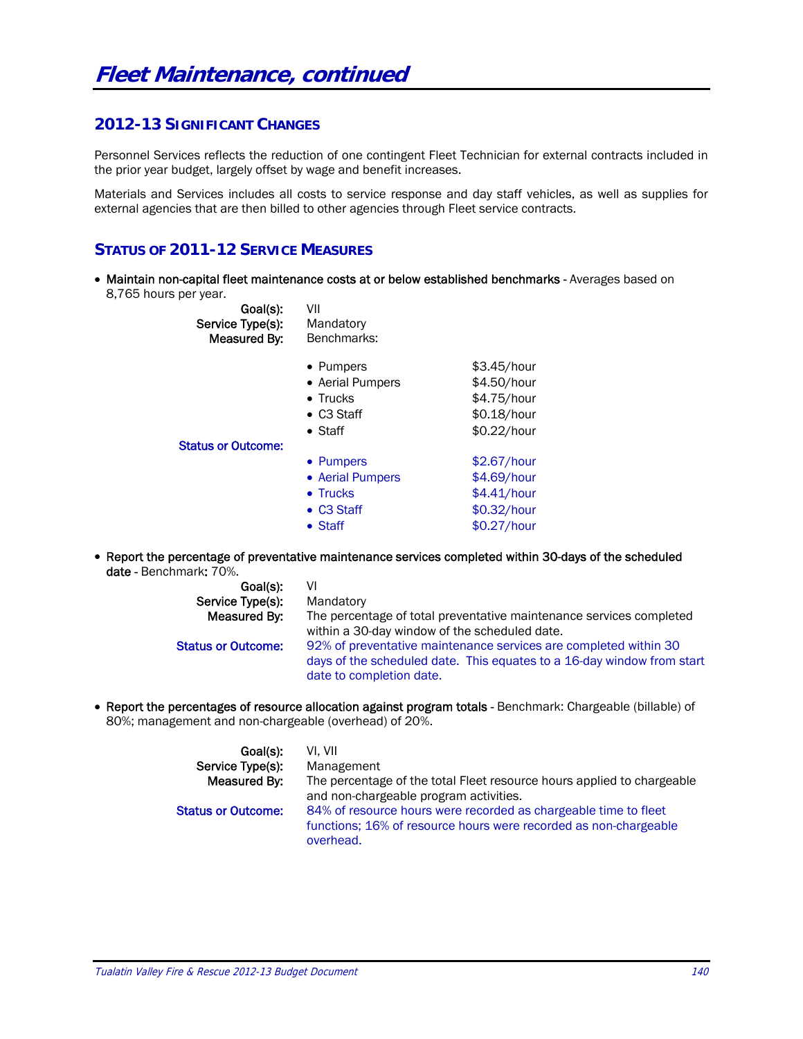# Fleet Maintenance, continued

## 2012-13 Significant Changes

Personnel Services reflects the reduction of one contingent Fleet Technician for external contracts included in the prior year budget, largely offset by wage and benefit increases.

Materials and Services includes all costs to service response and day staff vehicles, as well as supplies for external agencies that are then billed to other agencies through Fleet service contracts.

## Status of 2011-12 Service Measures

- **Maintain non-capital fleet maintenance costs at or below established benchmarks** - Averages based on 8,765 hours per year.

  **Goal(s):** VII
  **Service Type(s):** Mandatory
  **Measured By:** Benchmarks:

  - Pumpers $3.45/hour
  - Aerial Pumpers $4.50/hour
  - Trucks $4.75/hour
  - C3 Staff $0.18/hour
  - Staff $0.22/hour

  **Status or Outcome:**

  - Pumpers $2.67/hour
  - Aerial Pumpers $4.69/hour
  - Trucks $4.41/hour
  - C3 Staff $0.32/hour
  - Staff $0.27/hour

- **Report the percentage of preventative maintenance services completed within 30-days of the scheduled date** - Benchmark**:** 70%.

  **Goal(s):** VI
  **Service Type(s):** Mandatory
  **Measured By:** The percentage of total preventative maintenance services completed within a 30-day window of the scheduled date.
  **Status or Outcome:** 92% of preventative maintenance services are completed within 30 days of the scheduled date. This equates to a 16-day window from start date to completion date.

- **Report the percentages of resource allocation against program totals** - Benchmark: Chargeable (billable) of 80%; management and non-chargeable (overhead) of 20%.

  **Goal(s):** VI, VII
  **Service Type(s):** Management
  **Measured By:** The percentage of the total Fleet resource hours applied to chargeable and non-chargeable program activities.
  **Status or Outcome:** 84% of resource hours were recorded as chargeable time to fleet functions; 16% of resource hours were recorded as non-chargeable overhead.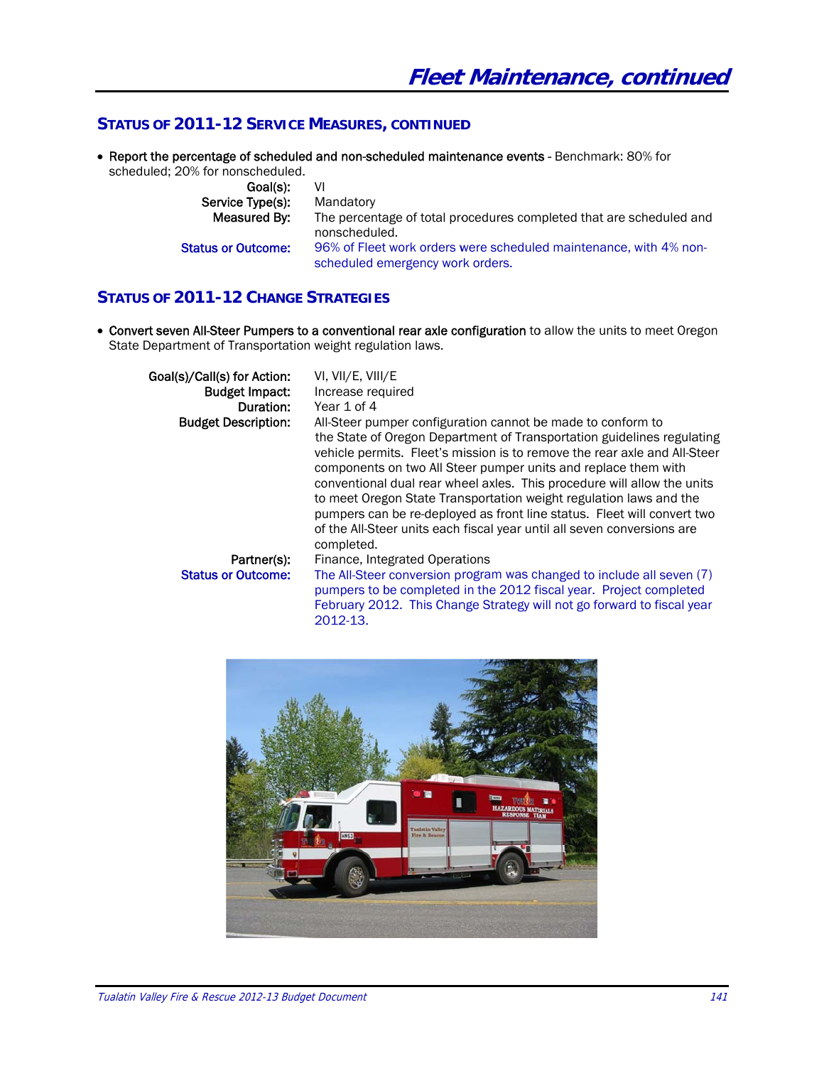# Fleet Maintenance, continued

## Status of 2011-12 Service Measures, continued

- **Report the percentage of scheduled and non-scheduled maintenance events** - Benchmark: 80% for scheduled; 20% for nonscheduled.

**Goal(s):** VI
**Service Type(s):** Mandatory
**Measured By:** The percentage of total procedures completed that are scheduled and nonscheduled.
**Status or Outcome:** 96% of Fleet work orders were scheduled maintenance, with 4% non-scheduled emergency work orders.

## Status of 2011-12 Change Strategies

- **Convert seven All-Steer Pumpers to a conventional rear axle configuration** to allow the units to meet Oregon State Department of Transportation weight regulation laws.

**Goal(s)/Call(s) for Action:** VI, VII/E, VIII/E
**Budget Impact:** Increase required
**Duration:** Year 1 of 4
**Budget Description:** All-Steer pumper configuration cannot be made to conform to the State of Oregon Department of Transportation guidelines regulating vehicle permits. Fleet's mission is to remove the rear axle and All-Steer components on two All Steer pumper units and replace them with conventional dual rear wheel axles. This procedure will allow the units to meet Oregon State Transportation weight regulation laws and the pumpers can be re-deployed as front line status. Fleet will convert two of the All-Steer units each fiscal year until all seven conversions are completed.
**Partner(s):** Finance, Integrated Operations
**Status or Outcome:** The All-Steer conversion program was changed to include all seven (7) pumpers to be completed in the 2012 fiscal year. Project completed February 2012. This Change Strategy will not go forward to fiscal year 2012-13.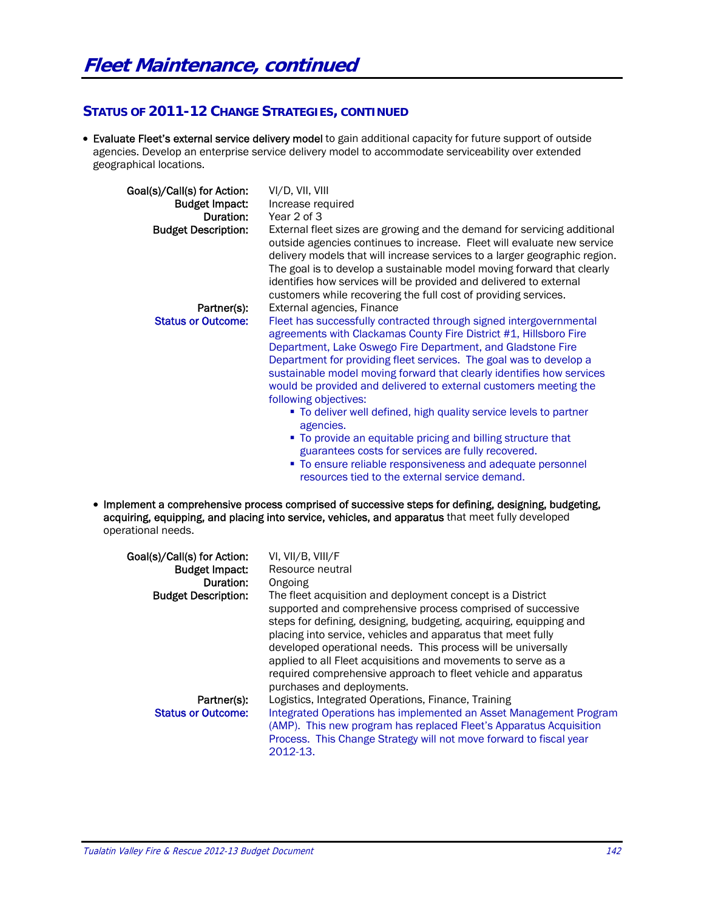# Fleet Maintenance, continued

## STATUS OF 2011-12 CHANGE STRATEGIES, CONTINUED

- **Evaluate Fleet's external service delivery model** to gain additional capacity for future support of outside agencies. Develop an enterprise service delivery model to accommodate serviceability over extended geographical locations.

**Goal(s)/Call(s) for Action:** VI/D, VII, VIII
**Budget Impact:** Increase required
**Duration:** Year 2 of 3
**Budget Description:** External fleet sizes are growing and the demand for servicing additional outside agencies continues to increase. Fleet will evaluate new service delivery models that will increase services to a larger geographic region. The goal is to develop a sustainable model moving forward that clearly identifies how services will be provided and delivered to external customers while recovering the full cost of providing services.
**Partner(s):** External agencies, Finance
**Status or Outcome:** Fleet has successfully contracted through signed intergovernmental agreements with Clackamas County Fire District #1, Hillsboro Fire Department, Lake Oswego Fire Department, and Gladstone Fire Department for providing fleet services. The goal was to develop a sustainable model moving forward that clearly identifies how services would be provided and delivered to external customers meeting the following objectives:

- To deliver well defined, high quality service levels to partner agencies.
- To provide an equitable pricing and billing structure that guarantees costs for services are fully recovered.
- To ensure reliable responsiveness and adequate personnel resources tied to the external service demand.

- **Implement a comprehensive process comprised of successive steps for defining, designing, budgeting, acquiring, equipping, and placing into service, vehicles, and apparatus** that meet fully developed operational needs.

**Goal(s)/Call(s) for Action:** VI, VII/B, VIII/F
**Budget Impact:** Resource neutral
**Duration:** Ongoing
**Budget Description:** The fleet acquisition and deployment concept is a District supported and comprehensive process comprised of successive steps for defining, designing, budgeting, acquiring, equipping and placing into service, vehicles and apparatus that meet fully developed operational needs. This process will be universally applied to all Fleet acquisitions and movements to serve as a required comprehensive approach to fleet vehicle and apparatus purchases and deployments.
**Partner(s):** Logistics, Integrated Operations, Finance, Training
**Status or Outcome:** Integrated Operations has implemented an Asset Management Program (AMP). This new program has replaced Fleet's Apparatus Acquisition Process. This Change Strategy will not move forward to fiscal year 2012-13.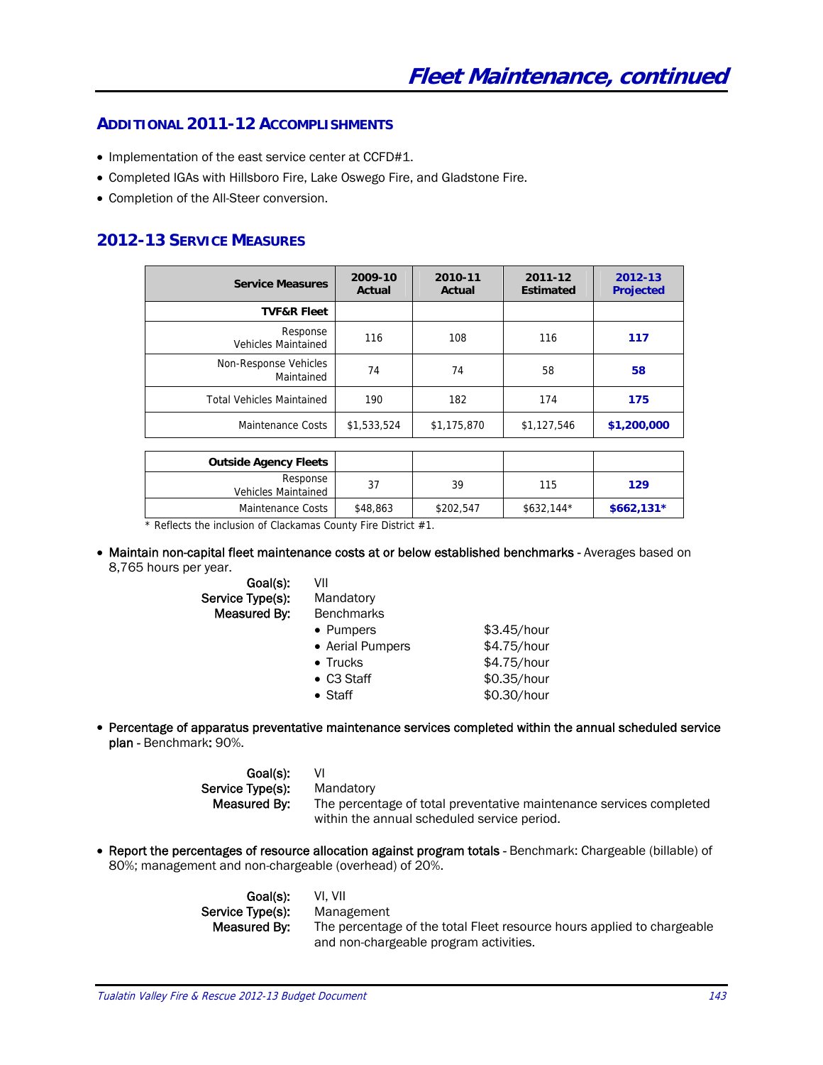# Fleet Maintenance, continued

## Additional 2011-12 Accomplishments

- Implementation of the east service center at CCFD#1.
- Completed IGAs with Hillsboro Fire, Lake Oswego Fire, and Gladstone Fire.
- Completion of the All-Steer conversion.

## 2012-13 Service Measures

| Service Measures | 2009-10 Actual | 2010-11 Actual | 2011-12 Estimated | 2012-13 Projected |
|---|---|---|---|---|
| **TVF&R Fleet** | | | | |
| Response Vehicles Maintained | 116 | 108 | 116 | **117** |
| Non-Response Vehicles Maintained | 74 | 74 | 58 | **58** |
| Total Vehicles Maintained | 190 | 182 | 174 | **175** |
| Maintenance Costs | $1,533,524 | $1,175,870 | $1,127,546 | **$1,200,000** |
| **Outside Agency Fleets** | | | | |
| Response Vehicles Maintained | 37 | 39 | 115 | **129** |
| Maintenance Costs | $48,863 | $202,547 | $632,144* | **$662,131*** |

* Reflects the inclusion of Clackamas County Fire District #1.

- **Maintain non-capital fleet maintenance costs at or below established benchmarks** - Averages based on 8,765 hours per year.

  **Goal(s):** VII
  **Service Type(s):** Mandatory
  **Measured By:** Benchmarks
  - Pumpers $3.45/hour
  - Aerial Pumpers $4.75/hour
  - Trucks $4.75/hour
  - C3 Staff $0.35/hour
  - Staff $0.30/hour

- **Percentage of apparatus preventative maintenance services completed within the annual scheduled service plan** - Benchmark**:** 90%.

  **Goal(s):** VI
  **Service Type(s):** Mandatory
  **Measured By:** The percentage of total preventative maintenance services completed within the annual scheduled service period.

- **Report the percentages of resource allocation against program totals** - Benchmark: Chargeable (billable) of 80%; management and non-chargeable (overhead) of 20%.

  **Goal(s):** VI, VII
  **Service Type(s):** Management
  **Measured By:** The percentage of the total Fleet resource hours applied to chargeable and non-chargeable program activities.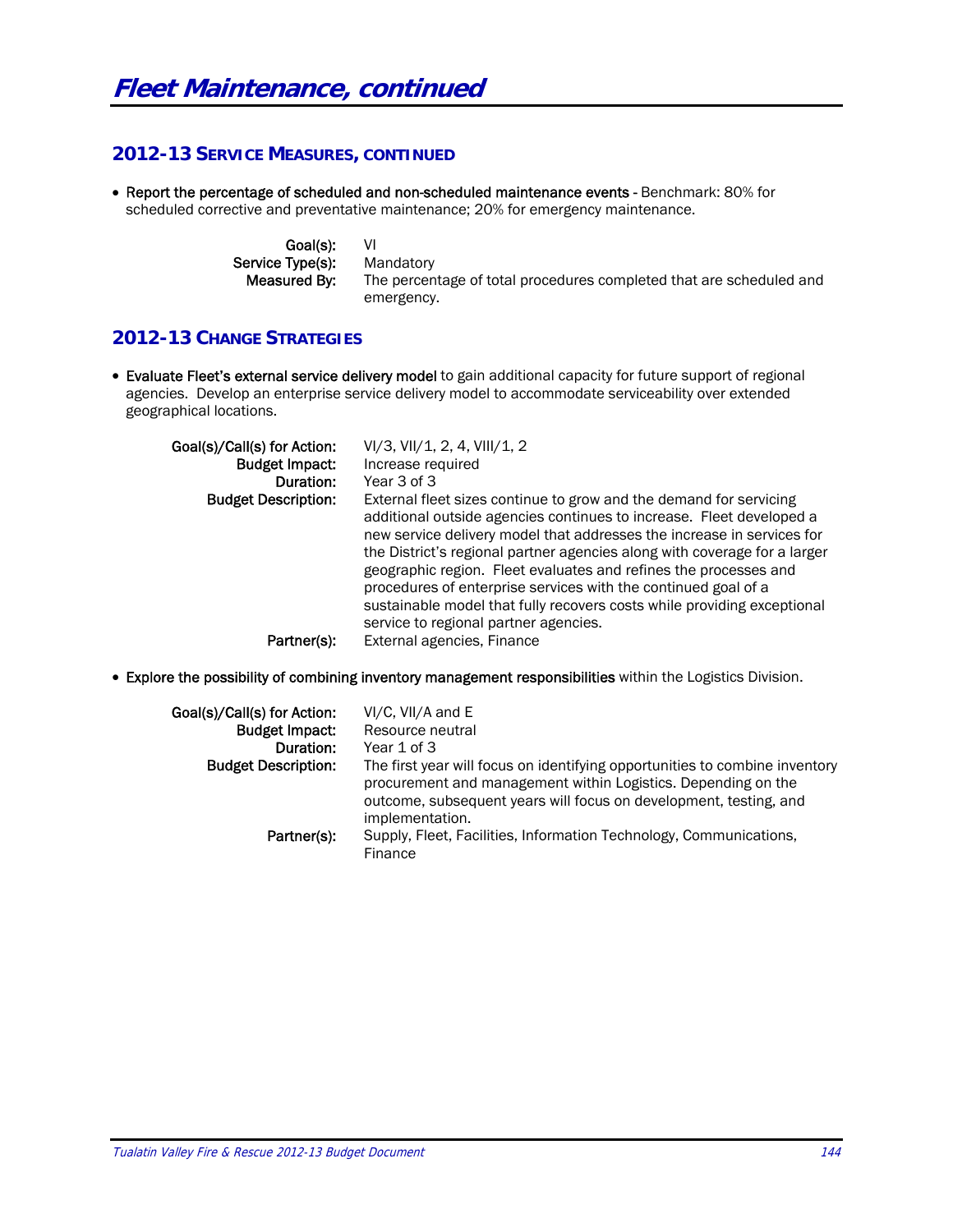# Fleet Maintenance, continued

## 2012-13 Service Measures, continued

- **Report the percentage of scheduled and non-scheduled maintenance events** - Benchmark: 80% for scheduled corrective and preventative maintenance; 20% for emergency maintenance.

| | |
|---|---|
| **Goal(s):** | VI |
| **Service Type(s):** | Mandatory |
| **Measured By:** | The percentage of total procedures completed that are scheduled and emergency. |

## 2012-13 Change Strategies

- **Evaluate Fleet's external service delivery model** to gain additional capacity for future support of regional agencies. Develop an enterprise service delivery model to accommodate serviceability over extended geographical locations.

| | |
|---|---|
| **Goal(s)/Call(s) for Action:** | VI/3, VII/1, 2, 4, VIII/1, 2 |
| **Budget Impact:** | Increase required |
| **Duration:** | Year 3 of 3 |
| **Budget Description:** | External fleet sizes continue to grow and the demand for servicing additional outside agencies continues to increase. Fleet developed a new service delivery model that addresses the increase in services for the District's regional partner agencies along with coverage for a larger geographic region. Fleet evaluates and refines the processes and procedures of enterprise services with the continued goal of a sustainable model that fully recovers costs while providing exceptional service to regional partner agencies. |
| **Partner(s):** | External agencies, Finance |

- **Explore the possibility of combining inventory management responsibilities** within the Logistics Division.

| | |
|---|---|
| **Goal(s)/Call(s) for Action:** | VI/C, VII/A and E |
| **Budget Impact:** | Resource neutral |
| **Duration:** | Year 1 of 3 |
| **Budget Description:** | The first year will focus on identifying opportunities to combine inventory procurement and management within Logistics. Depending on the outcome, subsequent years will focus on development, testing, and implementation. |
| **Partner(s):** | Supply, Fleet, Facilities, Information Technology, Communications, Finance |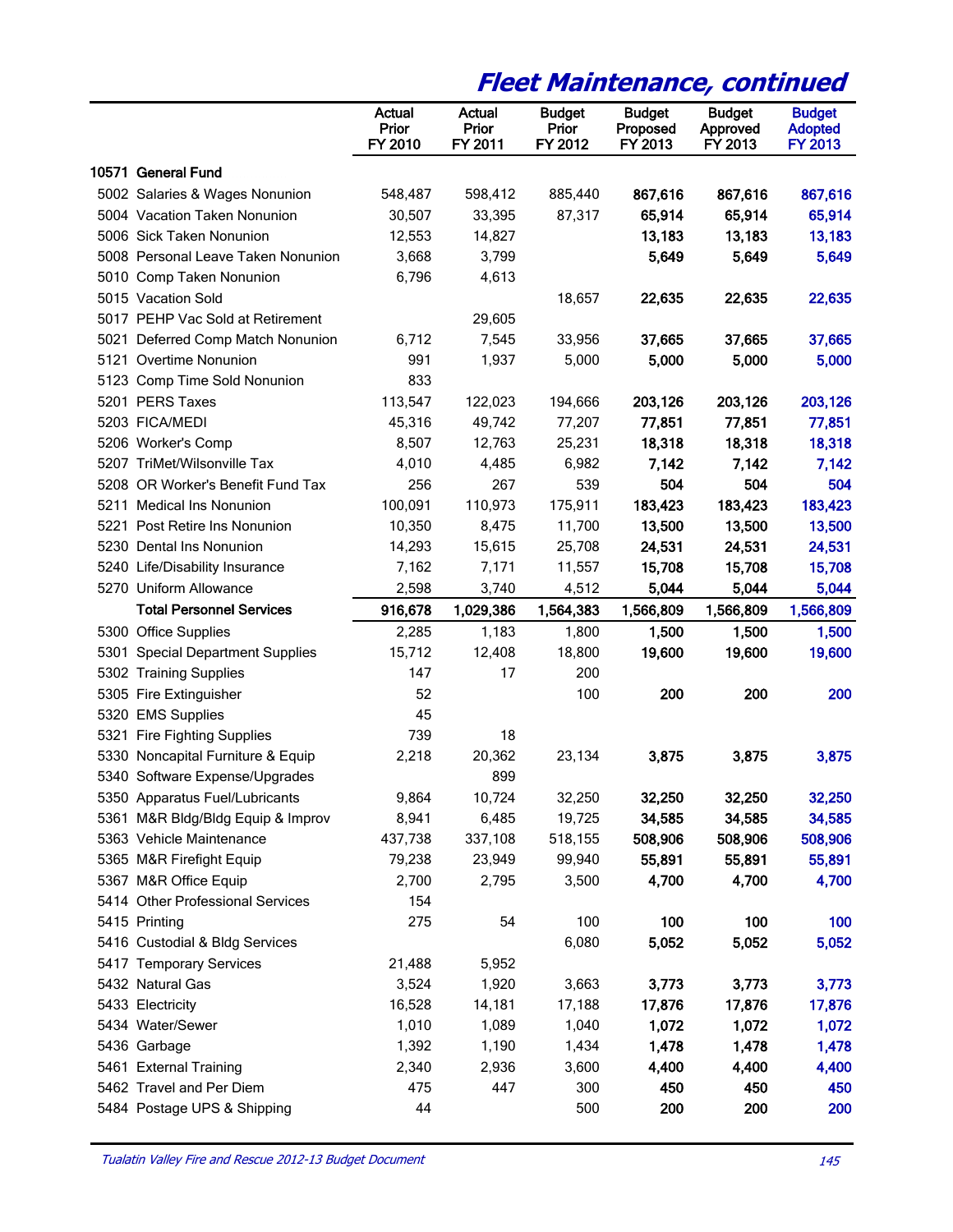# Fleet Maintenance, continued

| | Actual Prior FY 2010 | Actual Prior FY 2011 | Budget Prior FY 2012 | Budget Proposed FY 2013 | Budget Approved FY 2013 | Budget Adopted FY 2013 |
|---|---|---|---|---|---|---|
| **10571 General Fund** | | | | | | |
| 5002 Salaries & Wages Nonunion | 548,487 | 598,412 | 885,440 | **867,616** | **867,616** | **867,616** |
| 5004 Vacation Taken Nonunion | 30,507 | 33,395 | 87,317 | **65,914** | **65,914** | **65,914** |
| 5006 Sick Taken Nonunion | 12,553 | 14,827 | | **13,183** | **13,183** | **13,183** |
| 5008 Personal Leave Taken Nonunion | 3,668 | 3,799 | | **5,649** | **5,649** | **5,649** |
| 5010 Comp Taken Nonunion | 6,796 | 4,613 | | | | |
| 5015 Vacation Sold | | | 18,657 | **22,635** | **22,635** | **22,635** |
| 5017 PEHP Vac Sold at Retirement | | 29,605 | | | | |
| 5021 Deferred Comp Match Nonunion | 6,712 | 7,545 | 33,956 | **37,665** | **37,665** | **37,665** |
| 5121 Overtime Nonunion | 991 | 1,937 | 5,000 | **5,000** | **5,000** | **5,000** |
| 5123 Comp Time Sold Nonunion | 833 | | | | | |
| 5201 PERS Taxes | 113,547 | 122,023 | 194,666 | **203,126** | **203,126** | **203,126** |
| 5203 FICA/MEDI | 45,316 | 49,742 | 77,207 | **77,851** | **77,851** | **77,851** |
| 5206 Worker's Comp | 8,507 | 12,763 | 25,231 | **18,318** | **18,318** | **18,318** |
| 5207 TriMet/Wilsonville Tax | 4,010 | 4,485 | 6,982 | **7,142** | **7,142** | **7,142** |
| 5208 OR Worker's Benefit Fund Tax | 256 | 267 | 539 | **504** | **504** | **504** |
| 5211 Medical Ins Nonunion | 100,091 | 110,973 | 175,911 | **183,423** | **183,423** | **183,423** |
| 5221 Post Retire Ins Nonunion | 10,350 | 8,475 | 11,700 | **13,500** | **13,500** | **13,500** |
| 5230 Dental Ins Nonunion | 14,293 | 15,615 | 25,708 | **24,531** | **24,531** | **24,531** |
| 5240 Life/Disability Insurance | 7,162 | 7,171 | 11,557 | **15,708** | **15,708** | **15,708** |
| 5270 Uniform Allowance | 2,598 | 3,740 | 4,512 | **5,044** | **5,044** | **5,044** |
| **Total Personnel Services** | **916,678** | **1,029,386** | **1,564,383** | **1,566,809** | **1,566,809** | **1,566,809** |
| 5300 Office Supplies | 2,285 | 1,183 | 1,800 | **1,500** | **1,500** | **1,500** |
| 5301 Special Department Supplies | 15,712 | 12,408 | 18,800 | **19,600** | **19,600** | **19,600** |
| 5302 Training Supplies | 147 | 17 | 200 | | | |
| 5305 Fire Extinguisher | 52 | | 100 | **200** | **200** | **200** |
| 5320 EMS Supplies | 45 | | | | | |
| 5321 Fire Fighting Supplies | 739 | 18 | | | | |
| 5330 Noncapital Furniture & Equip | 2,218 | 20,362 | 23,134 | **3,875** | **3,875** | **3,875** |
| 5340 Software Expense/Upgrades | | 899 | | | | |
| 5350 Apparatus Fuel/Lubricants | 9,864 | 10,724 | 32,250 | **32,250** | **32,250** | **32,250** |
| 5361 M&R Bldg/Bldg Equip & Improv | 8,941 | 6,485 | 19,725 | **34,585** | **34,585** | **34,585** |
| 5363 Vehicle Maintenance | 437,738 | 337,108 | 518,155 | **508,906** | **508,906** | **508,906** |
| 5365 M&R Firefight Equip | 79,238 | 23,949 | 99,940 | **55,891** | **55,891** | **55,891** |
| 5367 M&R Office Equip | 2,700 | 2,795 | 3,500 | **4,700** | **4,700** | **4,700** |
| 5414 Other Professional Services | 154 | | | | | |
| 5415 Printing | 275 | 54 | 100 | **100** | **100** | **100** |
| 5416 Custodial & Bldg Services | | | 6,080 | **5,052** | **5,052** | **5,052** |
| 5417 Temporary Services | 21,488 | 5,952 | | | | |
| 5432 Natural Gas | 3,524 | 1,920 | 3,663 | **3,773** | **3,773** | **3,773** |
| 5433 Electricity | 16,528 | 14,181 | 17,188 | **17,876** | **17,876** | **17,876** |
| 5434 Water/Sewer | 1,010 | 1,089 | 1,040 | **1,072** | **1,072** | **1,072** |
| 5436 Garbage | 1,392 | 1,190 | 1,434 | **1,478** | **1,478** | **1,478** |
| 5461 External Training | 2,340 | 2,936 | 3,600 | **4,400** | **4,400** | **4,400** |
| 5462 Travel and Per Diem | 475 | 447 | 300 | **450** | **450** | **450** |
| 5484 Postage UPS & Shipping | 44 | | 500 | **200** | **200** | **200** |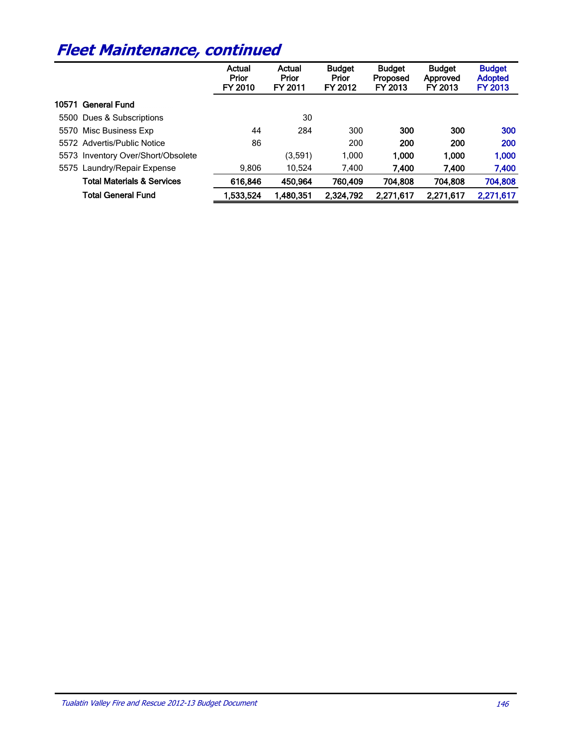# Fleet Maintenance, continued

| | | Actual Prior FY 2010 | Actual Prior FY 2011 | Budget Prior FY 2012 | Budget Proposed FY 2013 | Budget Approved FY 2013 | Budget Adopted FY 2013 |
|---|---|---|---|---|---|---|---|
| **10571** | **General Fund** | | | | | | |
| 5500 | Dues & Subscriptions | | 30 | | | | |
| 5570 | Misc Business Exp | 44 | 284 | 300 | **300** | **300** | **300** |
| 5572 | Advertis/Public Notice | 86 | | 200 | **200** | **200** | **200** |
| 5573 | Inventory Over/Short/Obsolete | | (3,591) | 1,000 | **1,000** | **1,000** | **1,000** |
| 5575 | Laundry/Repair Expense | 9,806 | 10,524 | 7,400 | **7,400** | **7,400** | **7,400** |
| | **Total Materials & Services** | **616,846** | **450,964** | **760,409** | **704,808** | **704,808** | **704,808** |
| | **Total General Fund** | **1,533,524** | **1,480,351** | **2,324,792** | **2,271,617** | **2,271,617** | **2,271,617** |